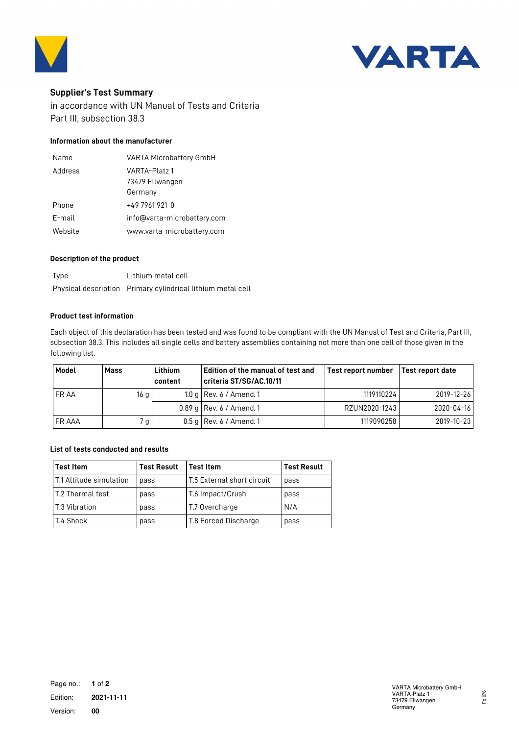**VARTA**

## Supplier's Test Summary

in accordance with UN Manual of Tests and Criteria
Part III, subsection 38.3

### Information about the manufacturer

| | |
|---|---|
| Name | VARTA Microbattery GmbH |
| Address | VARTA-Platz 1<br>73479 Ellwangen<br>Germany |
| Phone | +49 7961 921-0 |
| E-mail | info@varta-microbattery.com |
| Website | www.varta-microbattery.com |

### Description of the product

| | |
|---|---|
| Type | Lithium metal cell |
| Physical description | Primary cylindrical lithium metal cell |

### Product test information

Each object of this declaration has been tested and was found to be compliant with the UN Manual of Test and Criteria, Part III, subsection 38.3. This includes all single cells and battery assemblies containing not more than one cell of those given in the following list.

| Model | Mass | Lithium content | Edition of the manual of test and criteria ST/SG/AC.10/11 | Test report number | Test report date |
|---|---|---|---|---|---|
| FR AA | 16 g | 1.0 g | Rev. 6 / Amend. 1 | 1119110224 | 2019-12-26 |
| | | 0.89 g | Rev. 6 / Amend. 1 | RZUN2020-1243 | 2020-04-16 |
| FR AAA | 7 g | 0.5 g | Rev. 6 / Amend. 1 | 1119090258 | 2019-10-23 |

### List of tests conducted and results

| Test Item | Test Result | Test Item | Test Result |
|---|---|---|---|
| T.1 Altitude simulation | pass | T.5 External short circuit | pass |
| T.2 Thermal test | pass | T.6 Impact/Crush | pass |
| T.3 Vibration | pass | T.7 Overcharge | N/A |
| T.4 Shock | pass | T.8 Forced Discharge | pass |

Edition: **2021-11-11**
Version: **00**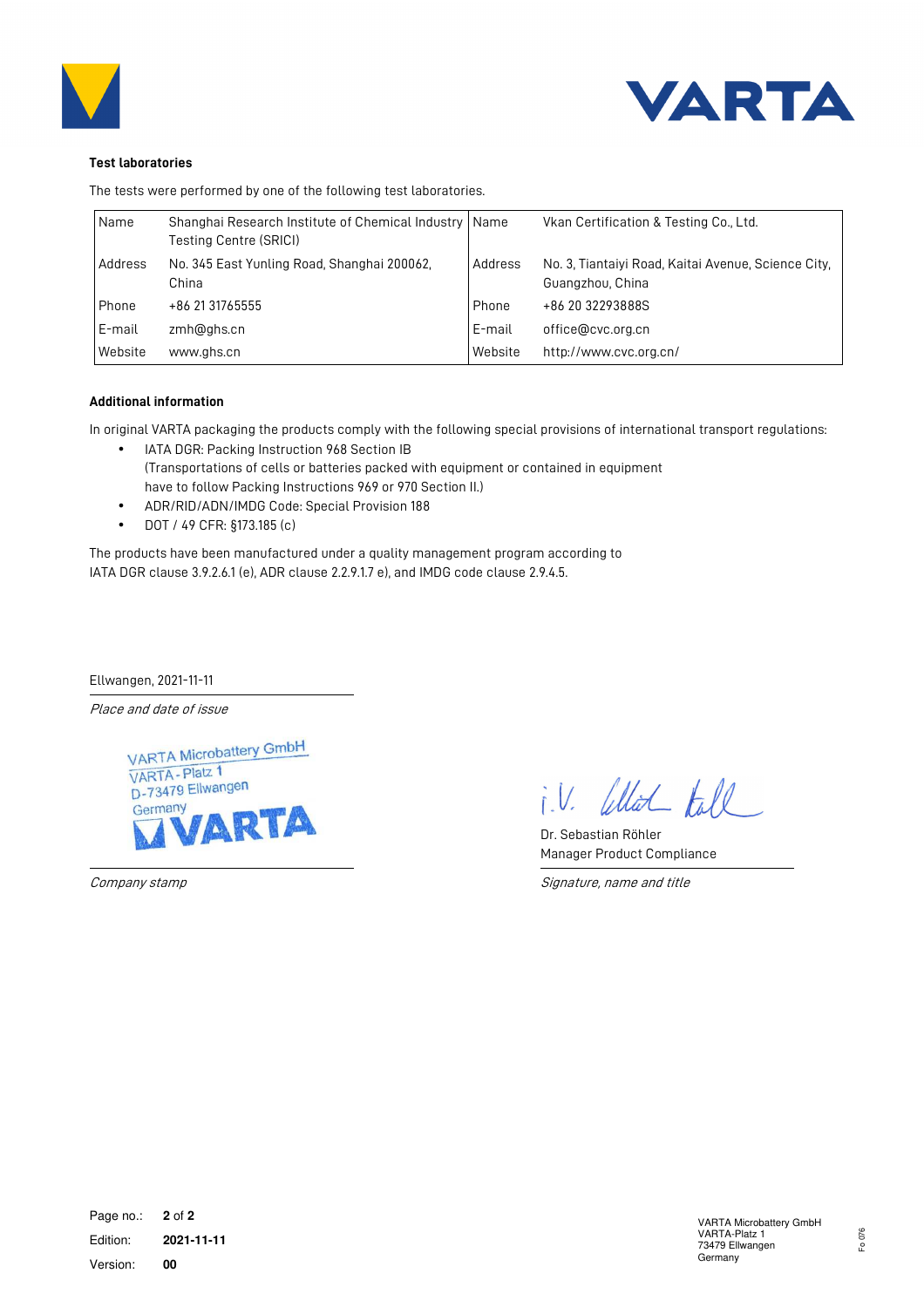### Test laboratories

The tests were performed by one of the following test laboratories.

| | | | |
|---|---|---|---|
| Name | Shanghai Research Institute of Chemical Industry Testing Centre (SRICI) | Name | Vkan Certification & Testing Co., Ltd. |
| Address | No. 345 East Yunling Road, Shanghai 200062, China | Address | No. 3, Tiantaiyi Road, Kaitai Avenue, Science City, Guangzhou, China |
| Phone | +86 21 31765555 | Phone | +86 20 32293888S |
| E-mail | zmh@ghs.cn | E-mail | office@cvc.org.cn |
| Website | www.ghs.cn | Website | http://www.cvc.org.cn/ |

### Additional information

In original VARTA packaging the products comply with the following special provisions of international transport regulations:

- IATA DGR: Packing Instruction 968 Section IB
  (Transportations of cells or batteries packed with equipment or contained in equipment have to follow Packing Instructions 969 or 970 Section II.)
- ADR/RID/ADN/IMDG Code: Special Provision 188
- DOT / 49 CFR: §173.185 (c)

The products have been manufactured under a quality management program according to IATA DGR clause 3.9.2.6.1 (e), ADR clause 2.2.9.1.7 e), and IMDG code clause 2.9.4.5.

Ellwangen, 2021-11-11

*Place and date of issue*

VARTA Microbattery GmbH
VARTA-Platz 1
D-73479 Ellwangen
Germany
VARTA

*Company stamp*

i.V.

Dr. Sebastian Röhler
Manager Product Compliance

*Signature, name and title*

Page no.: **2** of **2**
Edition: **2021-11-11**
Version: **00**

VARTA Microbattery GmbH
VARTA-Platz 1
73479 Ellwangen
Germany

Fo 076